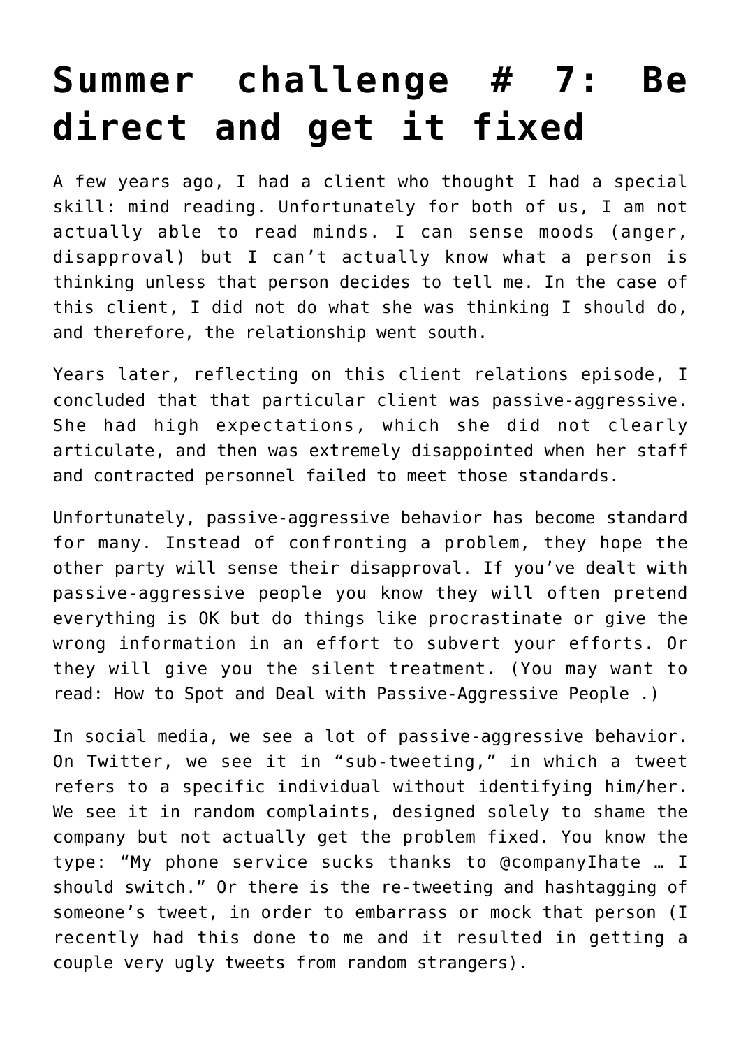# Summer challenge # 7: Be direct and get it fixed

A few years ago, I had a client who thought I had a special skill: mind reading. Unfortunately for both of us, I am not actually able to read minds. I can sense moods (anger, disapproval) but I can't actually know what a person is thinking unless that person decides to tell me. In the case of this client, I did not do what she was thinking I should do, and therefore, the relationship went south.

Years later, reflecting on this client relations episode, I concluded that that particular client was passive-aggressive. She had high expectations, which she did not clearly articulate, and then was extremely disappointed when her staff and contracted personnel failed to meet those standards.

Unfortunately, passive-aggressive behavior has become standard for many. Instead of confronting a problem, they hope the other party will sense their disapproval. If you've dealt with passive-aggressive people you know they will often pretend everything is OK but do things like procrastinate or give the wrong information in an effort to subvert your efforts. Or they will give you the silent treatment. (You may want to read: How to Spot and Deal with Passive-Aggressive People .)

In social media, we see a lot of passive-aggressive behavior. On Twitter, we see it in "sub-tweeting," in which a tweet refers to a specific individual without identifying him/her. We see it in random complaints, designed solely to shame the company but not actually get the problem fixed. You know the type: "My phone service sucks thanks to @companyIhate … I should switch." Or there is the re-tweeting and hashtagging of someone's tweet, in order to embarrass or mock that person (I recently had this done to me and it resulted in getting a couple very ugly tweets from random strangers).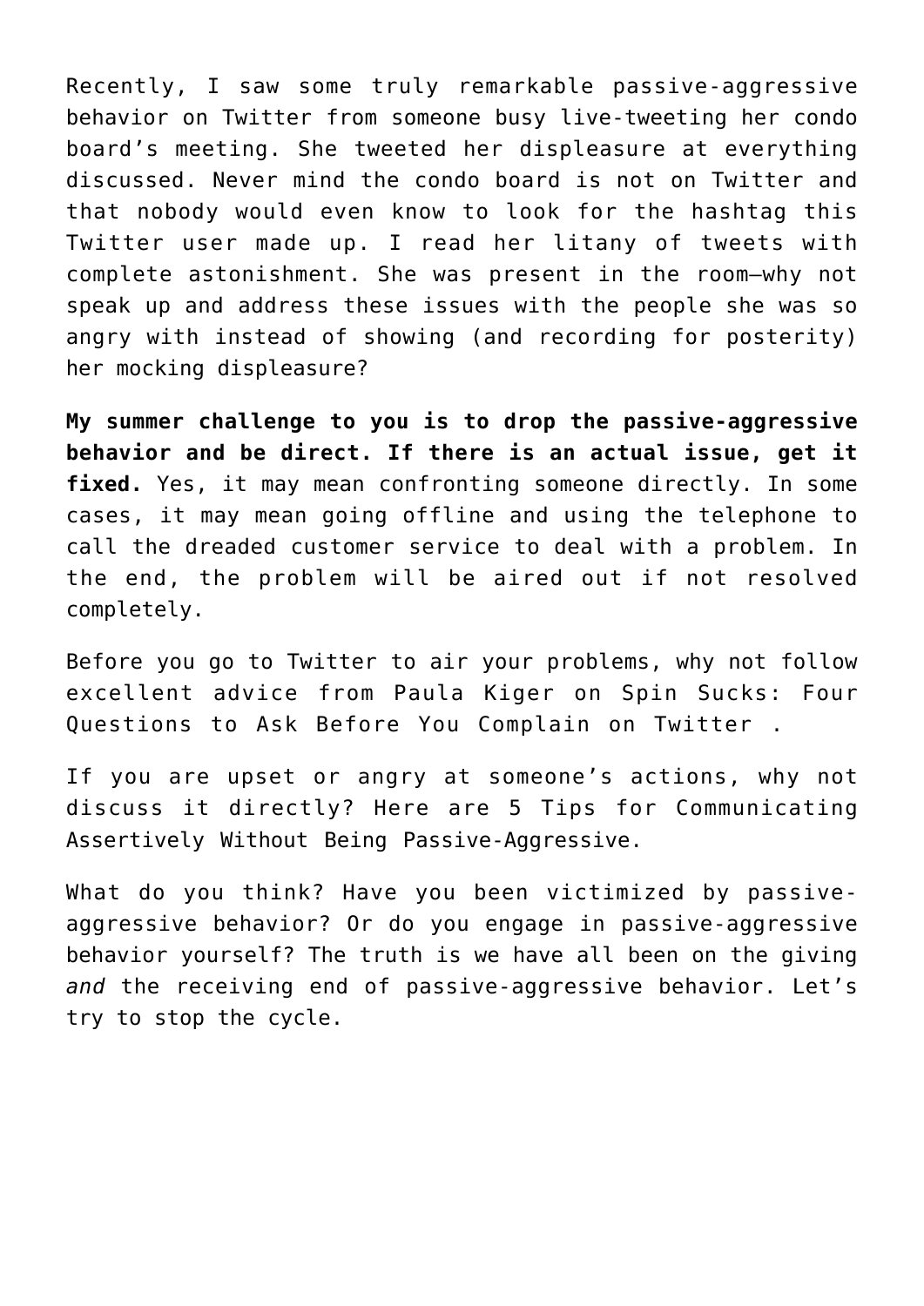Recently, I saw some truly remarkable passive-aggressive behavior on Twitter from someone busy live-tweeting her condo board's meeting. She tweeted her displeasure at everything discussed. Never mind the condo board is not on Twitter and that nobody would even know to look for the hashtag this Twitter user made up. I read her litany of tweets with complete astonishment. She was present in the room—why not speak up and address these issues with the people she was so angry with instead of showing (and recording for posterity) her mocking displeasure?

**My summer challenge to you is to drop the passive-aggressive behavior and be direct. If there is an actual issue, get it fixed.** Yes, it may mean confronting someone directly. In some cases, it may mean going offline and using the telephone to call the dreaded customer service to deal with a problem. In the end, the problem will be aired out if not resolved completely.

Before you go to Twitter to air your problems, why not follow excellent advice from Paula Kiger on Spin Sucks: Four Questions to Ask Before You Complain on Twitter .

If you are upset or angry at someone's actions, why not discuss it directly? Here are 5 Tips for Communicating Assertively Without Being Passive-Aggressive.

What do you think? Have you been victimized by passive-aggressive behavior? Or do you engage in passive-aggressive behavior yourself? The truth is we have all been on the giving *and* the receiving end of passive-aggressive behavior. Let's try to stop the cycle.